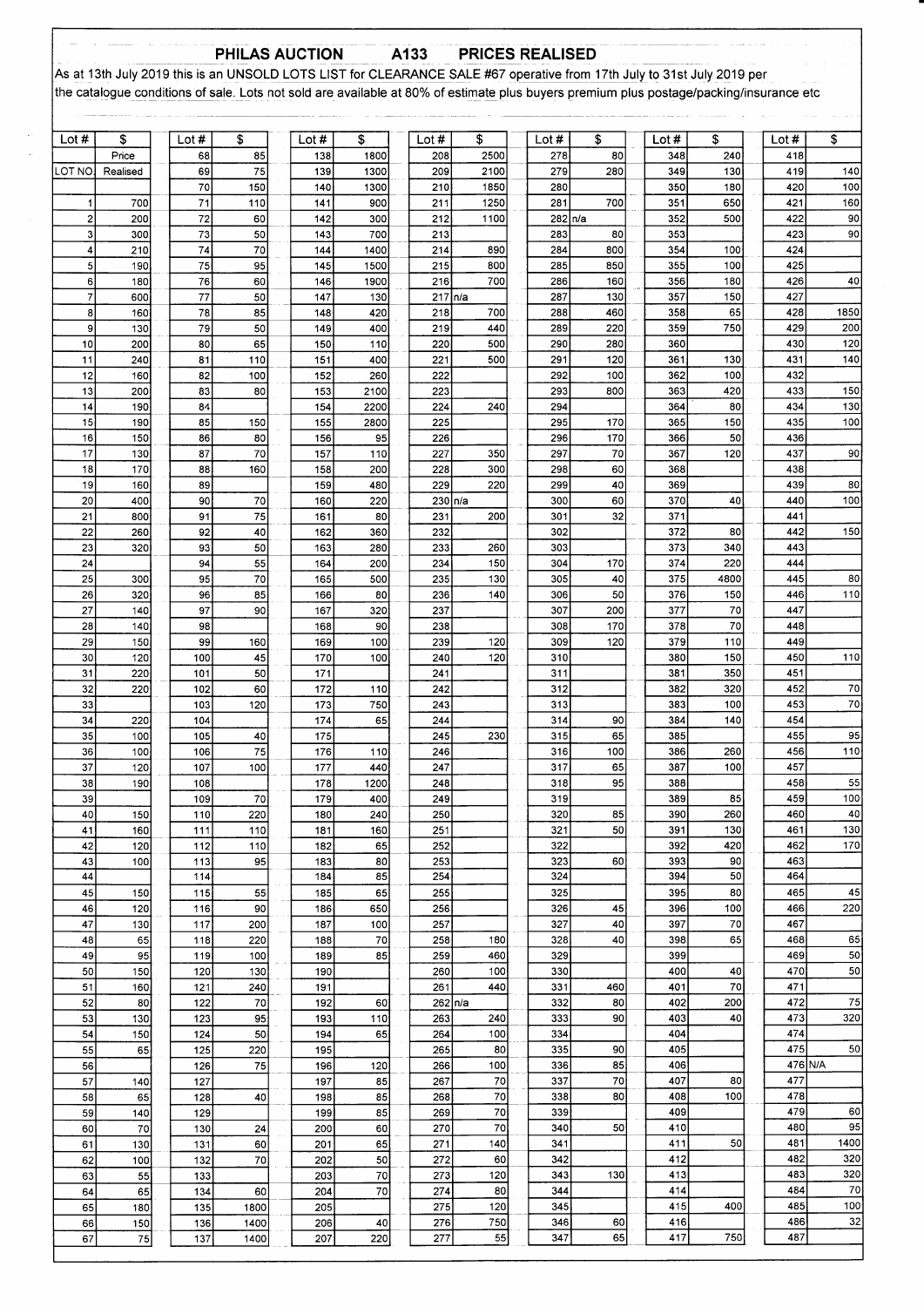# PHILAS AUCTION A133 PRICES REALISED

As at 13th July 2019 this is an UNSOLD LOTS LIST for CLEARANCE SALE #67 operative from 17th July to 31st July 2019 per the catalogue conditions of sale. Lots not sold are available at 80% of estimate plus buyers premium plus postage/packing/insurance etc

| Lot # | $ | Lot # | $ | Lot # | $ | Lot # | $ | Lot # | $ | Lot # | $ | Lot # | $ |
|---|---|---|---|---|---|---|---|---|---|---|---|---|---|
| | Price | 68 | 85 | 138 | 1800 | 208 | 2500 | 278 | 80 | 348 | 240 | 418 | |
| LOT NO. | Realised | 69 | 75 | 139 | 1300 | 209 | 2100 | 279 | 280 | 349 | 130 | 419 | 140 |
| | | 70 | 150 | 140 | 1300 | 210 | 1850 | 280 | | 350 | 180 | 420 | 100 |
| 1 | 700 | 71 | 110 | 141 | 900 | 211 | 1250 | 281 | 700 | 351 | 650 | 421 | 160 |
| 2 | 200 | 72 | 60 | 142 | 300 | 212 | 1100 | 282 | n/a | 352 | 500 | 422 | 90 |
| 3 | 300 | 73 | 50 | 143 | 700 | 213 | | 283 | 80 | 353 | | 423 | 90 |
| 4 | 210 | 74 | 70 | 144 | 1400 | 214 | 890 | 284 | 800 | 354 | 100 | 424 | |
| 5 | 190 | 75 | 95 | 145 | 1500 | 215 | 800 | 285 | 850 | 355 | 100 | 425 | |
| 6 | 180 | 76 | 60 | 146 | 1900 | 216 | 700 | 286 | 160 | 356 | 180 | 426 | 40 |
| 7 | 600 | 77 | 50 | 147 | 130 | 217 | n/a | 287 | 130 | 357 | 150 | 427 | |
| 8 | 160 | 78 | 85 | 148 | 420 | 218 | 700 | 288 | 460 | 358 | 65 | 428 | 1850 |
| 9 | 130 | 79 | 50 | 149 | 400 | 219 | 440 | 289 | 220 | 359 | 750 | 429 | 200 |
| 10 | 200 | 80 | 65 | 150 | 110 | 220 | 500 | 290 | 280 | 360 | | 430 | 120 |
| 11 | 240 | 81 | 110 | 151 | 400 | 221 | 500 | 291 | 120 | 361 | 130 | 431 | 140 |
| 12 | 160 | 82 | 100 | 152 | 260 | 222 | | 292 | 100 | 362 | 100 | 432 | |
| 13 | 200 | 83 | 80 | 153 | 2100 | 223 | | 293 | 800 | 363 | 420 | 433 | 150 |
| 14 | 190 | 84 | | 154 | 2200 | 224 | 240 | 294 | | 364 | 80 | 434 | 130 |
| 15 | 190 | 85 | 150 | 155 | 2800 | 225 | | 295 | 170 | 365 | 150 | 435 | 100 |
| 16 | 150 | 86 | 80 | 156 | 95 | 226 | | 296 | 170 | 366 | 50 | 436 | |
| 17 | 130 | 87 | 70 | 157 | 110 | 227 | 350 | 297 | 70 | 367 | 120 | 437 | 90 |
| 18 | 170 | 88 | 160 | 158 | 200 | 228 | 300 | 298 | 60 | 368 | | 438 | |
| 19 | 160 | 89 | | 159 | 480 | 229 | 220 | 299 | 40 | 369 | | 439 | 80 |
| 20 | 400 | 90 | 70 | 160 | 220 | 230 | n/a | 300 | 60 | 370 | 40 | 440 | 100 |
| 21 | 800 | 91 | 75 | 161 | 80 | 231 | 200 | 301 | 32 | 371 | | 441 | |
| 22 | 260 | 92 | 40 | 162 | 360 | 232 | | 302 | | 372 | 80 | 442 | 150 |
| 23 | 320 | 93 | 50 | 163 | 280 | 233 | 260 | 303 | | 373 | 340 | 443 | |
| 24 | | 94 | 55 | 164 | 200 | 234 | 150 | 304 | 170 | 374 | 220 | 444 | |
| 25 | 300 | 95 | 70 | 165 | 500 | 235 | 130 | 305 | 40 | 375 | 4800 | 445 | 80 |
| 26 | 320 | 96 | 85 | 166 | 80 | 236 | 140 | 306 | 50 | 376 | 150 | 446 | 110 |
| 27 | 140 | 97 | 90 | 167 | 320 | 237 | | 307 | 200 | 377 | 70 | 447 | |
| 28 | 140 | 98 | | 168 | 90 | 238 | | 308 | 170 | 378 | 70 | 448 | |
| 29 | 150 | 99 | 160 | 169 | 100 | 239 | 120 | 309 | 120 | 379 | 110 | 449 | |
| 30 | 120 | 100 | 45 | 170 | 100 | 240 | 120 | 310 | | 380 | 150 | 450 | 110 |
| 31 | 220 | 101 | 50 | 171 | | 241 | | 311 | | 381 | 350 | 451 | |
| 32 | 220 | 102 | 60 | 172 | 110 | 242 | | 312 | | 382 | 320 | 452 | 70 |
| 33 | | 103 | 120 | 173 | 750 | 243 | | 313 | | 383 | 100 | 453 | 70 |
| 34 | 220 | 104 | | 174 | 65 | 244 | | 314 | 90 | 384 | 140 | 454 | |
| 35 | 100 | 105 | 40 | 175 | | 245 | 230 | 315 | 65 | 385 | | 455 | 95 |
| 36 | 100 | 106 | 75 | 176 | 110 | 246 | | 316 | 100 | 386 | 260 | 456 | 110 |
| 37 | 120 | 107 | 100 | 177 | 440 | 247 | | 317 | 65 | 387 | 100 | 457 | |
| 38 | 190 | 108 | | 178 | 1200 | 248 | | 318 | 95 | 388 | | 458 | 55 |
| 39 | | 109 | 70 | 179 | 400 | 249 | | 319 | | 389 | 85 | 459 | 100 |
| 40 | 150 | 110 | 220 | 180 | 240 | 250 | | 320 | 85 | 390 | 260 | 460 | 40 |
| 41 | 160 | 111 | 110 | 181 | 160 | 251 | | 321 | 50 | 391 | 130 | 461 | 130 |
| 42 | 120 | 112 | 110 | 182 | 65 | 252 | | 322 | | 392 | 420 | 462 | 170 |
| 43 | 100 | 113 | 95 | 183 | 80 | 253 | | 323 | 60 | 393 | 90 | 463 | |
| 44 | | 114 | | 184 | 85 | 254 | | 324 | | 394 | 50 | 464 | |
| 45 | 150 | 115 | 55 | 185 | 65 | 255 | | 325 | | 395 | 80 | 465 | 45 |
| 46 | 120 | 116 | 90 | 186 | 650 | 256 | | 326 | 45 | 396 | 100 | 466 | 220 |
| 47 | 130 | 117 | 200 | 187 | 100 | 257 | | 327 | 40 | 397 | 70 | 467 | |
| 48 | 65 | 118 | 220 | 188 | 70 | 258 | 180 | 328 | 40 | 398 | 65 | 468 | 65 |
| 49 | 95 | 119 | 100 | 189 | 85 | 259 | 460 | 329 | | 399 | | 469 | 50 |
| 50 | 150 | 120 | 130 | 190 | | 260 | 100 | 330 | | 400 | 40 | 470 | 50 |
| 51 | 160 | 121 | 240 | 191 | | 261 | 440 | 331 | 460 | 401 | 70 | 471 | |
| 52 | 80 | 122 | 70 | 192 | 60 | 262 | n/a | 332 | 80 | 402 | 200 | 472 | 75 |
| 53 | 130 | 123 | 95 | 193 | 110 | 263 | 240 | 333 | 90 | 403 | 40 | 473 | 320 |
| 54 | 150 | 124 | 50 | 194 | 65 | 264 | 100 | 334 | | 404 | | 474 | |
| 55 | 65 | 125 | 220 | 195 | | 265 | 80 | 335 | 90 | 405 | | 475 | 50 |
| 56 | | 126 | 75 | 196 | 120 | 266 | 100 | 336 | 85 | 406 | | 476 | N/A |
| 57 | 140 | 127 | | 197 | 85 | 267 | 70 | 337 | 70 | 407 | 80 | 477 | |
| 58 | 65 | 128 | 40 | 198 | 85 | 268 | 70 | 338 | 80 | 408 | 100 | 478 | |
| 59 | 140 | 129 | | 199 | 85 | 269 | 70 | 339 | | 409 | | 479 | 60 |
| 60 | 70 | 130 | 24 | 200 | 60 | 270 | 70 | 340 | 50 | 410 | | 480 | 95 |
| 61 | 130 | 131 | 60 | 201 | 65 | 271 | 140 | 341 | | 411 | 50 | 481 | 1400 |
| 62 | 100 | 132 | 70 | 202 | 50 | 272 | 60 | 342 | | 412 | | 482 | 320 |
| 63 | 55 | 133 | | 203 | 70 | 273 | 120 | 343 | 130 | 413 | | 483 | 320 |
| 64 | 65 | 134 | 60 | 204 | 70 | 274 | 80 | 344 | | 414 | | 484 | 70 |
| 65 | 180 | 135 | 1800 | 205 | | 275 | 120 | 345 | | 415 | 400 | 485 | 100 |
| 66 | 150 | 136 | 1400 | 206 | 40 | 276 | 750 | 346 | 60 | 416 | | 486 | 32 |
| 67 | 75 | 137 | 1400 | 207 | 220 | 277 | 55 | 347 | 65 | 417 | 750 | 487 | |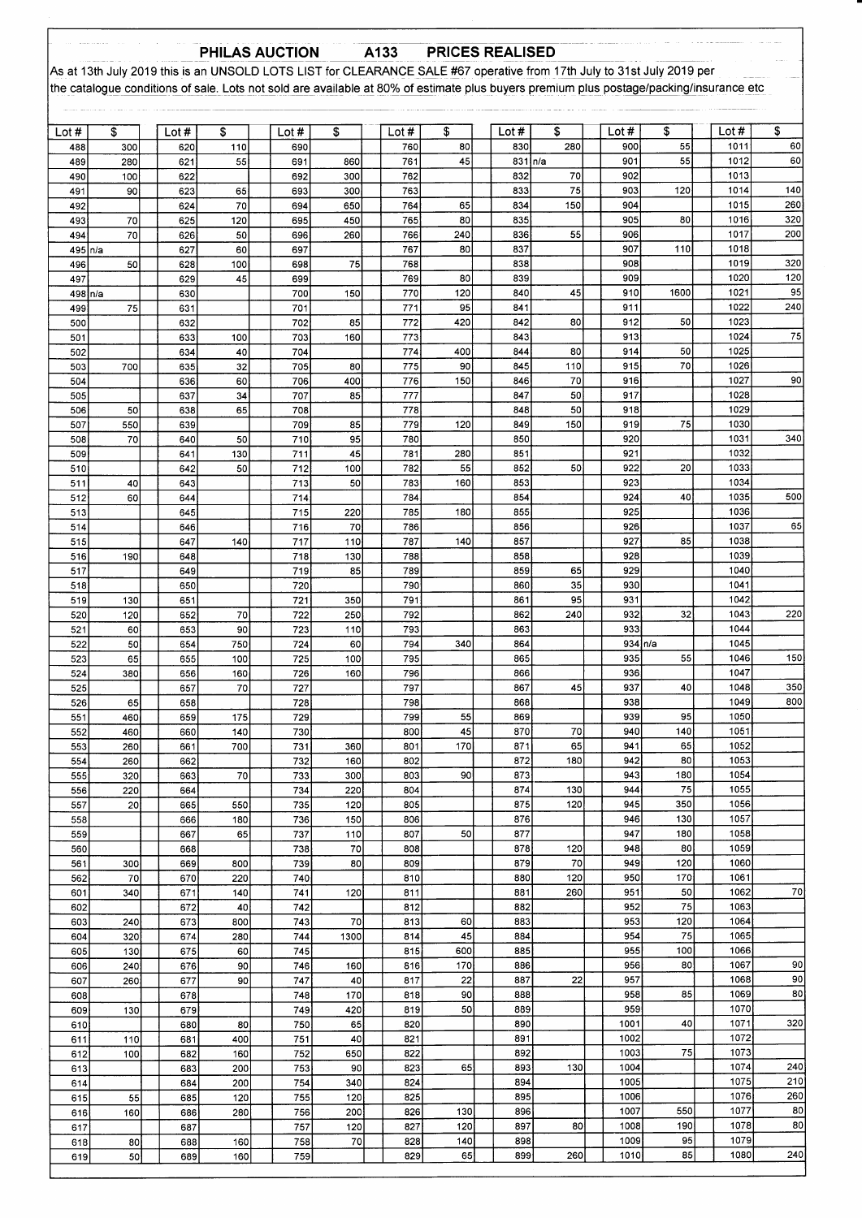# PHILAS AUCTION A133 PRICES REALISED

As at 13th July 2019 this is an UNSOLD LOTS LIST for CLEARANCE SALE #67 operative from 17th July to 31st July 2019 per the catalogue conditions of sale. Lots not sold are available at 80% of estimate plus buyers premium plus postage/packing/insurance etc

| Lot # | $ | Lot # | $ | Lot # | $ | Lot # | $ | Lot # | $ | Lot # | $ | Lot # | $ |
|---|---|---|---|---|---|---|---|---|---|---|---|---|---|
| 488 | 300 | 620 | 110 | 690 | | 760 | 80 | 830 | 280 | 900 | 55 | 1011 | 60 |
| 489 | 280 | 621 | 55 | 691 | 860 | 761 | 45 | 831 | n/a | 901 | 55 | 1012 | 60 |
| 490 | 100 | 622 | | 692 | 300 | 762 | | 832 | 70 | 902 | | 1013 | |
| 491 | 90 | 623 | 65 | 693 | 300 | 763 | | 833 | 75 | 903 | 120 | 1014 | 140 |
| 492 | | 624 | 70 | 694 | 650 | 764 | 65 | 834 | 150 | 904 | | 1015 | 260 |
| 493 | 70 | 625 | 120 | 695 | 450 | 765 | 80 | 835 | | 905 | 80 | 1016 | 320 |
| 494 | 70 | 626 | 50 | 696 | 260 | 766 | 240 | 836 | 55 | 906 | | 1017 | 200 |
| 495 | n/a | 627 | 60 | 697 | | 767 | 80 | 837 | | 907 | 110 | 1018 | |
| 496 | 50 | 628 | 100 | 698 | 75 | 768 | | 838 | | 908 | | 1019 | 320 |
| 497 | | 629 | 45 | 699 | | 769 | 80 | 839 | | 909 | | 1020 | 120 |
| 498 | n/a | 630 | | 700 | 150 | 770 | 120 | 840 | 45 | 910 | 1600 | 1021 | 95 |
| 499 | 75 | 631 | | 701 | | 771 | 95 | 841 | | 911 | | 1022 | 240 |
| 500 | | 632 | | 702 | 85 | 772 | 420 | 842 | 80 | 912 | 50 | 1023 | |
| 501 | | 633 | 100 | 703 | 160 | 773 | | 843 | | 913 | | 1024 | 75 |
| 502 | | 634 | 40 | 704 | | 774 | 400 | 844 | 80 | 914 | 50 | 1025 | |
| 503 | 700 | 635 | 32 | 705 | 80 | 775 | 90 | 845 | 110 | 915 | 70 | 1026 | |
| 504 | | 636 | 60 | 706 | 400 | 776 | 150 | 846 | 70 | 916 | | 1027 | 90 |
| 505 | | 637 | 34 | 707 | 85 | 777 | | 847 | 50 | 917 | | 1028 | |
| 506 | 50 | 638 | 65 | 708 | | 778 | | 848 | 50 | 918 | | 1029 | |
| 507 | 550 | 639 | | 709 | 85 | 779 | 120 | 849 | 150 | 919 | 75 | 1030 | |
| 508 | 70 | 640 | 50 | 710 | 95 | 780 | | 850 | | 920 | | 1031 | 340 |
| 509 | | 641 | 130 | 711 | 45 | 781 | 280 | 851 | | 921 | | 1032 | |
| 510 | | 642 | 50 | 712 | 100 | 782 | 55 | 852 | 50 | 922 | 20 | 1033 | |
| 511 | 40 | 643 | | 713 | 50 | 783 | 160 | 853 | | 923 | | 1034 | |
| 512 | 60 | 644 | | 714 | | 784 | | 854 | | 924 | 40 | 1035 | 500 |
| 513 | | 645 | | 715 | 220 | 785 | 180 | 855 | | 925 | | 1036 | |
| 514 | | 646 | | 716 | 70 | 786 | | 856 | | 926 | | 1037 | 65 |
| 515 | | 647 | 140 | 717 | 110 | 787 | 140 | 857 | | 927 | 85 | 1038 | |
| 516 | 190 | 648 | | 718 | 130 | 788 | | 858 | | 928 | | 1039 | |
| 517 | | 649 | | 719 | 85 | 789 | | 859 | 65 | 929 | | 1040 | |
| 518 | | 650 | | 720 | | 790 | | 860 | 35 | 930 | | 1041 | |
| 519 | 130 | 651 | | 721 | 350 | 791 | | 861 | 95 | 931 | | 1042 | |
| 520 | 120 | 652 | 70 | 722 | 250 | 792 | | 862 | 240 | 932 | 32 | 1043 | 220 |
| 521 | 60 | 653 | 90 | 723 | 110 | 793 | | 863 | | 933 | | 1044 | |
| 522 | 50 | 654 | 750 | 724 | 60 | 794 | 340 | 864 | | 934 | n/a | 1045 | |
| 523 | 65 | 655 | 100 | 725 | 100 | 795 | | 865 | | 935 | 55 | 1046 | 150 |
| 524 | 380 | 656 | 160 | 726 | 160 | 796 | | 866 | | 936 | | 1047 | |
| 525 | | 657 | 70 | 727 | | 797 | | 867 | 45 | 937 | 40 | 1048 | 350 |
| 526 | 65 | 658 | | 728 | | 798 | | 868 | | 938 | | 1049 | 800 |
| 551 | 460 | 659 | 175 | 729 | | 799 | 55 | 869 | | 939 | 95 | 1050 | |
| 552 | 460 | 660 | 140 | 730 | | 800 | 45 | 870 | 70 | 940 | 140 | 1051 | |
| 553 | 260 | 661 | 700 | 731 | 360 | 801 | 170 | 871 | 65 | 941 | 65 | 1052 | |
| 554 | 260 | 662 | | 732 | 160 | 802 | | 872 | 180 | 942 | 80 | 1053 | |
| 555 | 320 | 663 | 70 | 733 | 300 | 803 | 90 | 873 | | 943 | 180 | 1054 | |
| 556 | 220 | 664 | | 734 | 220 | 804 | | 874 | 130 | 944 | 75 | 1055 | |
| 557 | 20 | 665 | 550 | 735 | 120 | 805 | | 875 | 120 | 945 | 350 | 1056 | |
| 558 | | 666 | 180 | 736 | 150 | 806 | | 876 | | 946 | 130 | 1057 | |
| 559 | | 667 | 65 | 737 | 110 | 807 | 50 | 877 | | 947 | 180 | 1058 | |
| 560 | | 668 | | 738 | 70 | 808 | | 878 | 120 | 948 | 80 | 1059 | |
| 561 | 300 | 669 | 800 | 739 | 80 | 809 | | 879 | 70 | 949 | 120 | 1060 | |
| 562 | 70 | 670 | 220 | 740 | | 810 | | 880 | 120 | 950 | 170 | 1061 | |
| 601 | 340 | 671 | 140 | 741 | 120 | 811 | | 881 | 260 | 951 | 50 | 1062 | 70 |
| 602 | | 672 | 40 | 742 | | 812 | | 882 | | 952 | 75 | 1063 | |
| 603 | 240 | 673 | 800 | 743 | 70 | 813 | 60 | 883 | | 953 | 120 | 1064 | |
| 604 | 320 | 674 | 280 | 744 | 1300 | 814 | 45 | 884 | | 954 | 75 | 1065 | |
| 605 | 130 | 675 | 60 | 745 | | 815 | 600 | 885 | | 955 | 100 | 1066 | |
| 606 | 240 | 676 | 90 | 746 | 160 | 816 | 170 | 886 | | 956 | 80 | 1067 | 90 |
| 607 | 260 | 677 | 90 | 747 | 40 | 817 | 22 | 887 | 22 | 957 | | 1068 | 90 |
| 608 | | 678 | | 748 | 170 | 818 | 90 | 888 | | 958 | 85 | 1069 | 80 |
| 609 | 130 | 679 | | 749 | 420 | 819 | 50 | 889 | | 959 | | 1070 | |
| 610 | | 680 | 80 | 750 | 65 | 820 | | 890 | | 1001 | 40 | 1071 | 320 |
| 611 | 110 | 681 | 400 | 751 | 40 | 821 | | 891 | | 1002 | | 1072 | |
| 612 | 100 | 682 | 160 | 752 | 650 | 822 | | 892 | | 1003 | 75 | 1073 | |
| 613 | | 683 | 200 | 753 | 90 | 823 | 65 | 893 | 130 | 1004 | | 1074 | 240 |
| 614 | | 684 | 200 | 754 | 340 | 824 | | 894 | | 1005 | | 1075 | 210 |
| 615 | 55 | 685 | 120 | 755 | 120 | 825 | | 895 | | 1006 | | 1076 | 260 |
| 616 | 160 | 686 | 280 | 756 | 200 | 826 | 130 | 896 | | 1007 | 550 | 1077 | 80 |
| 617 | | 687 | | 757 | 120 | 827 | 120 | 897 | 80 | 1008 | 190 | 1078 | 80 |
| 618 | 80 | 688 | 160 | 758 | 70 | 828 | 140 | 898 | | 1009 | 95 | 1079 | |
| 619 | 50 | 689 | 160 | 759 | | 829 | 65 | 899 | 260 | 1010 | 85 | 1080 | 240 |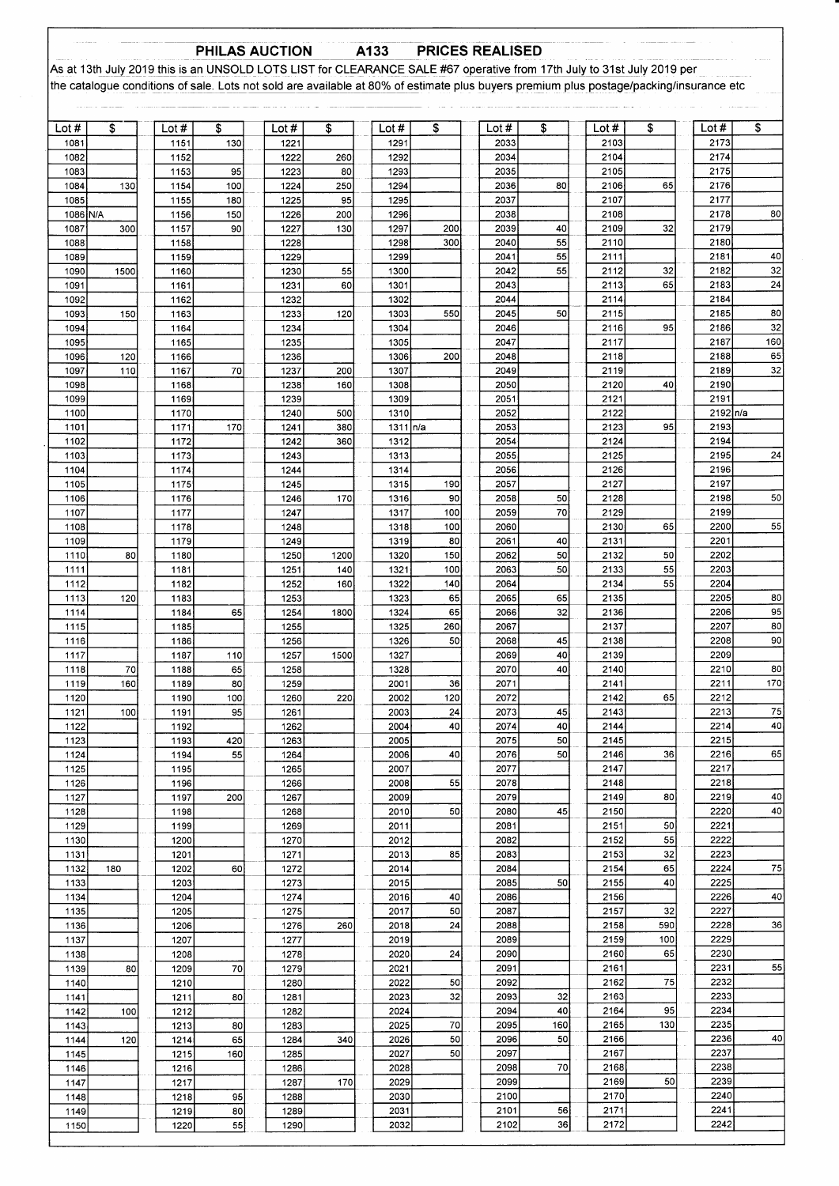## PHILAS AUCTION A133 PRICES REALISED

As at 13th July 2019 this is an UNSOLD LOTS LIST for CLEARANCE SALE #67 operative from 17th July to 31st July 2019 per the catalogue conditions of sale. Lots not sold are available at 80% of estimate plus buyers premium plus postage/packing/insurance etc

| Lot # | $ | Lot # | $ | Lot # | $ | Lot # | $ | Lot # | $ | Lot # | $ | Lot # | $ |
|---|---|---|---|---|---|---|---|---|---|---|---|---|---|
| 1081 | | 1151 | 130 | 1221 | | 1291 | | 2033 | | 2103 | | 2173 | |
| 1082 | | 1152 | | 1222 | 260 | 1292 | | 2034 | | 2104 | | 2174 | |
| 1083 | | 1153 | 95 | 1223 | 80 | 1293 | | 2035 | | 2105 | | 2175 | |
| 1084 | 130 | 1154 | 100 | 1224 | 250 | 1294 | | 2036 | 80 | 2106 | 65 | 2176 | |
| 1085 | | 1155 | 180 | 1225 | 95 | 1295 | | 2037 | | 2107 | | 2177 | |
| 1086 | N/A | 1156 | 150 | 1226 | 200 | 1296 | | 2038 | | 2108 | | 2178 | 80 |
| 1087 | 300 | 1157 | 90 | 1227 | 130 | 1297 | 200 | 2039 | 40 | 2109 | 32 | 2179 | |
| 1088 | | 1158 | | 1228 | | 1298 | 300 | 2040 | 55 | 2110 | | 2180 | |
| 1089 | | 1159 | | 1229 | | 1299 | | 2041 | 55 | 2111 | | 2181 | 40 |
| 1090 | 1500 | 1160 | | 1230 | 55 | 1300 | | 2042 | 55 | 2112 | 32 | 2182 | 32 |
| 1091 | | 1161 | | 1231 | 60 | 1301 | | 2043 | | 2113 | 65 | 2183 | 24 |
| 1092 | | 1162 | | 1232 | | 1302 | | 2044 | | 2114 | | 2184 | |
| 1093 | 150 | 1163 | | 1233 | 120 | 1303 | 550 | 2045 | 50 | 2115 | | 2185 | 80 |
| 1094 | | 1164 | | 1234 | | 1304 | | 2046 | | 2116 | 95 | 2186 | 32 |
| 1095 | | 1165 | | 1235 | | 1305 | | 2047 | | 2117 | | 2187 | 160 |
| 1096 | 120 | 1166 | | 1236 | | 1306 | 200 | 2048 | | 2118 | | 2188 | 65 |
| 1097 | 110 | 1167 | 70 | 1237 | 200 | 1307 | | 2049 | | 2119 | | 2189 | 32 |
| 1098 | | 1168 | | 1238 | 160 | 1308 | | 2050 | | 2120 | 40 | 2190 | |
| 1099 | | 1169 | | 1239 | | 1309 | | 2051 | | 2121 | | 2191 | |
| 1100 | | 1170 | | 1240 | 500 | 1310 | | 2052 | | 2122 | | 2192 | n/a |
| 1101 | | 1171 | 170 | 1241 | 380 | 1311 | n/a | 2053 | | 2123 | 95 | 2193 | |
| 1102 | | 1172 | | 1242 | 360 | 1312 | | 2054 | | 2124 | | 2194 | |
| 1103 | | 1173 | | 1243 | | 1313 | | 2055 | | 2125 | | 2195 | 24 |
| 1104 | | 1174 | | 1244 | | 1314 | | 2056 | | 2126 | | 2196 | |
| 1105 | | 1175 | | 1245 | | 1315 | 190 | 2057 | | 2127 | | 2197 | |
| 1106 | | 1176 | | 1246 | 170 | 1316 | 90 | 2058 | 50 | 2128 | | 2198 | 50 |
| 1107 | | 1177 | | 1247 | | 1317 | 100 | 2059 | 70 | 2129 | | 2199 | |
| 1108 | | 1178 | | 1248 | | 1318 | 100 | 2060 | | 2130 | 65 | 2200 | 55 |
| 1109 | | 1179 | | 1249 | | 1319 | 80 | 2061 | 40 | 2131 | | 2201 | |
| 1110 | 80 | 1180 | | 1250 | 1200 | 1320 | 150 | 2062 | 50 | 2132 | 50 | 2202 | |
| 1111 | | 1181 | | 1251 | 140 | 1321 | 100 | 2063 | 50 | 2133 | 55 | 2203 | |
| 1112 | | 1182 | | 1252 | 160 | 1322 | 140 | 2064 | | 2134 | 55 | 2204 | |
| 1113 | 120 | 1183 | | 1253 | | 1323 | 65 | 2065 | 65 | 2135 | | 2205 | 80 |
| 1114 | | 1184 | 65 | 1254 | 1800 | 1324 | 65 | 2066 | 32 | 2136 | | 2206 | 95 |
| 1115 | | 1185 | | 1255 | | 1325 | 260 | 2067 | | 2137 | | 2207 | 80 |
| 1116 | | 1186 | | 1256 | | 1326 | 50 | 2068 | 45 | 2138 | | 2208 | 90 |
| 1117 | | 1187 | 110 | 1257 | 1500 | 1327 | | 2069 | 40 | 2139 | | 2209 | |
| 1118 | 70 | 1188 | 65 | 1258 | | 1328 | | 2070 | 40 | 2140 | | 2210 | 80 |
| 1119 | 160 | 1189 | 80 | 1259 | | 2001 | 36 | 2071 | | 2141 | | 2211 | 170 |
| 1120 | | 1190 | 100 | 1260 | 220 | 2002 | 120 | 2072 | | 2142 | 65 | 2212 | |
| 1121 | 100 | 1191 | 95 | 1261 | | 2003 | 24 | 2073 | 45 | 2143 | | 2213 | 75 |
| 1122 | | 1192 | | 1262 | | 2004 | 40 | 2074 | 40 | 2144 | | 2214 | 40 |
| 1123 | | 1193 | 420 | 1263 | | 2005 | | 2075 | 50 | 2145 | | 2215 | |
| 1124 | | 1194 | 55 | 1264 | | 2006 | 40 | 2076 | 50 | 2146 | 36 | 2216 | 65 |
| 1125 | | 1195 | | 1265 | | 2007 | | 2077 | | 2147 | | 2217 | |
| 1126 | | 1196 | | 1266 | | 2008 | 55 | 2078 | | 2148 | | 2218 | |
| 1127 | | 1197 | 200 | 1267 | | 2009 | | 2079 | | 2149 | 80 | 2219 | 40 |
| 1128 | | 1198 | | 1268 | | 2010 | 50 | 2080 | 45 | 2150 | | 2220 | 40 |
| 1129 | | 1199 | | 1269 | | 2011 | | 2081 | | 2151 | 50 | 2221 | |
| 1130 | | 1200 | | 1270 | | 2012 | | 2082 | | 2152 | 55 | 2222 | |
| 1131 | | 1201 | | 1271 | | 2013 | 85 | 2083 | | 2153 | 32 | 2223 | |
| 1132 | 180 | 1202 | 60 | 1272 | | 2014 | | 2084 | | 2154 | 65 | 2224 | 75 |
| 1133 | | 1203 | | 1273 | | 2015 | | 2085 | 50 | 2155 | 40 | 2225 | |
| 1134 | | 1204 | | 1274 | | 2016 | 40 | 2086 | | 2156 | | 2226 | 40 |
| 1135 | | 1205 | | 1275 | | 2017 | 50 | 2087 | | 2157 | 32 | 2227 | |
| 1136 | | 1206 | | 1276 | 260 | 2018 | 24 | 2088 | | 2158 | 590 | 2228 | 36 |
| 1137 | | 1207 | | 1277 | | 2019 | | 2089 | | 2159 | 100 | 2229 | |
| 1138 | | 1208 | | 1278 | | 2020 | 24 | 2090 | | 2160 | 65 | 2230 | |
| 1139 | 80 | 1209 | 70 | 1279 | | 2021 | | 2091 | | 2161 | | 2231 | 55 |
| 1140 | | 1210 | | 1280 | | 2022 | 50 | 2092 | | 2162 | 75 | 2232 | |
| 1141 | | 1211 | 80 | 1281 | | 2023 | 32 | 2093 | 32 | 2163 | | 2233 | |
| 1142 | 100 | 1212 | | 1282 | | 2024 | | 2094 | 40 | 2164 | 95 | 2234 | |
| 1143 | | 1213 | 80 | 1283 | | 2025 | 70 | 2095 | 160 | 2165 | 130 | 2235 | |
| 1144 | 120 | 1214 | 65 | 1284 | 340 | 2026 | 50 | 2096 | 50 | 2166 | | 2236 | 40 |
| 1145 | | 1215 | 160 | 1285 | | 2027 | 50 | 2097 | | 2167 | | 2237 | |
| 1146 | | 1216 | | 1286 | | 2028 | | 2098 | 70 | 2168 | | 2238 | |
| 1147 | | 1217 | | 1287 | 170 | 2029 | | 2099 | | 2169 | 50 | 2239 | |
| 1148 | | 1218 | 95 | 1288 | | 2030 | | 2100 | | 2170 | | 2240 | |
| 1149 | | 1219 | 80 | 1289 | | 2031 | | 2101 | 56 | 2171 | | 2241 | |
| 1150 | | 1220 | 55 | 1290 | | 2032 | | 2102 | 36 | 2172 | | 2242 | |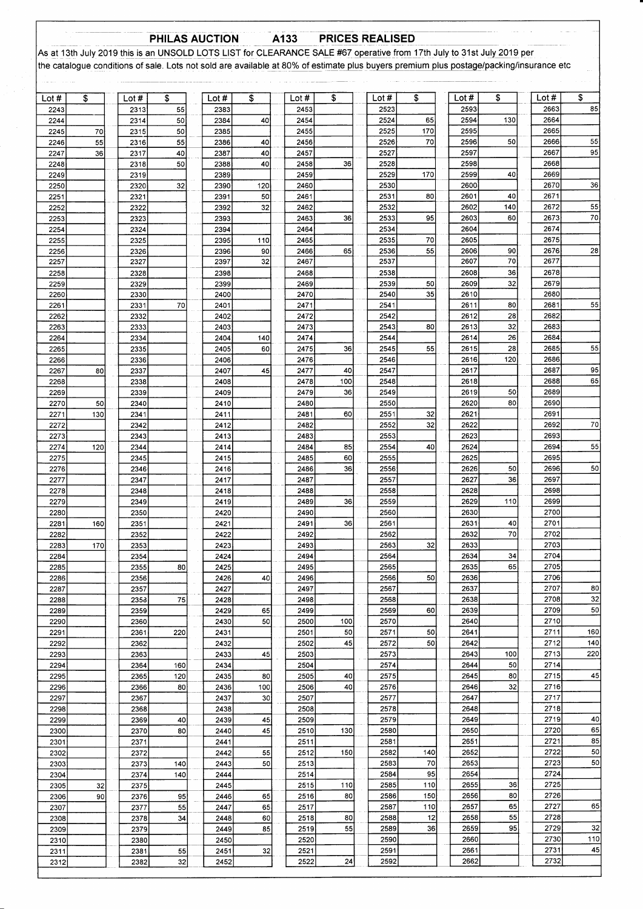## PHILAS AUCTION A133 PRICES REALISED

As at 13th July 2019 this is an UNSOLD LOTS LIST for CLEARANCE SALE #67 operative from 17th July to 31st July 2019 per the catalogue conditions of sale. Lots not sold are available at 80% of estimate plus buyers premium plus postage/packing/insurance etc

| Lot # | $ | Lot # | $ | Lot # | $ | Lot # | $ | Lot # | $ | Lot # | $ | Lot # | $ |
|---|---|---|---|---|---|---|---|---|---|---|---|---|---|
| 2243 | | 2313 | 55 | 2383 | | 2453 | | 2523 | | 2593 | | 2663 | 85 |
| 2244 | | 2314 | 50 | 2384 | 40 | 2454 | | 2524 | 65 | 2594 | 130 | 2664 | |
| 2245 | 70 | 2315 | 50 | 2385 | | 2455 | | 2525 | 170 | 2595 | | 2665 | |
| 2246 | 55 | 2316 | 55 | 2386 | 40 | 2456 | | 2526 | 70 | 2596 | 50 | 2666 | 55 |
| 2247 | 36 | 2317 | 40 | 2387 | 40 | 2457 | | 2527 | | 2597 | | 2667 | 95 |
| 2248 | | 2318 | 50 | 2388 | 40 | 2458 | 36 | 2528 | | 2598 | | 2668 | |
| 2249 | | 2319 | | 2389 | | 2459 | | 2529 | 170 | 2599 | 40 | 2669 | |
| 2250 | | 2320 | 32 | 2390 | 120 | 2460 | | 2530 | | 2600 | | 2670 | 36 |
| 2251 | | 2321 | | 2391 | 50 | 2461 | | 2531 | 80 | 2601 | 40 | 2671 | |
| 2252 | | 2322 | | 2392 | 32 | 2462 | | 2532 | | 2602 | 140 | 2672 | 55 |
| 2253 | | 2323 | | 2393 | | 2463 | 36 | 2533 | 95 | 2603 | 60 | 2673 | 70 |
| 2254 | | 2324 | | 2394 | | 2464 | | 2534 | | 2604 | | 2674 | |
| 2255 | | 2325 | | 2395 | 110 | 2465 | | 2535 | 70 | 2605 | | 2675 | |
| 2256 | | 2326 | | 2396 | 90 | 2466 | 65 | 2536 | 55 | 2606 | 90 | 2676 | 28 |
| 2257 | | 2327 | | 2397 | 32 | 2467 | | 2537 | | 2607 | 70 | 2677 | |
| 2258 | | 2328 | | 2398 | | 2468 | | 2538 | | 2608 | 36 | 2678 | |
| 2259 | | 2329 | | 2399 | | 2469 | | 2539 | 50 | 2609 | 32 | 2679 | |
| 2260 | | 2330 | | 2400 | | 2470 | | 2540 | 35 | 2610 | | 2680 | |
| 2261 | | 2331 | 70 | 2401 | | 2471 | | 2541 | | 2611 | 80 | 2681 | 55 |
| 2262 | | 2332 | | 2402 | | 2472 | | 2542 | | 2612 | 28 | 2682 | |
| 2263 | | 2333 | | 2403 | | 2473 | | 2543 | 80 | 2613 | 32 | 2683 | |
| 2264 | | 2334 | | 2404 | 140 | 2474 | | 2544 | | 2614 | 26 | 2684 | |
| 2265 | | 2335 | | 2405 | 60 | 2475 | 36 | 2545 | 55 | 2615 | 28 | 2685 | 55 |
| 2266 | | 2336 | | 2406 | | 2476 | | 2546 | | 2616 | 120 | 2686 | |
| 2267 | 80 | 2337 | | 2407 | 45 | 2477 | 40 | 2547 | | 2617 | | 2687 | 95 |
| 2268 | | 2338 | | 2408 | | 2478 | 100 | 2548 | | 2618 | | 2688 | 65 |
| 2269 | | 2339 | | 2409 | | 2479 | 36 | 2549 | | 2619 | 50 | 2689 | |
| 2270 | 50 | 2340 | | 2410 | | 2480 | | 2550 | | 2620 | 80 | 2690 | |
| 2271 | 130 | 2341 | | 2411 | | 2481 | 60 | 2551 | 32 | 2621 | | 2691 | |
| 2272 | | 2342 | | 2412 | | 2482 | | 2552 | 32 | 2622 | | 2692 | 70 |
| 2273 | | 2343 | | 2413 | | 2483 | | 2553 | | 2623 | | 2693 | |
| 2274 | 120 | 2344 | | 2414 | | 2484 | 85 | 2554 | 40 | 2624 | | 2694 | 55 |
| 2275 | | 2345 | | 2415 | | 2485 | 60 | 2555 | | 2625 | | 2695 | |
| 2276 | | 2346 | | 2416 | | 2486 | 36 | 2556 | | 2626 | 50 | 2696 | 50 |
| 2277 | | 2347 | | 2417 | | 2487 | | 2557 | | 2627 | 36 | 2697 | |
| 2278 | | 2348 | | 2418 | | 2488 | | 2558 | | 2628 | | 2698 | |
| 2279 | | 2349 | | 2419 | | 2489 | 36 | 2559 | | 2629 | 110 | 2699 | |
| 2280 | | 2350 | | 2420 | | 2490 | | 2560 | | 2630 | | 2700 | |
| 2281 | 160 | 2351 | | 2421 | | 2491 | 36 | 2561 | | 2631 | 40 | 2701 | |
| 2282 | | 2352 | | 2422 | | 2492 | | 2562 | | 2632 | 70 | 2702 | |
| 2283 | 170 | 2353 | | 2423 | | 2493 | | 2563 | 32 | 2633 | | 2703 | |
| 2284 | | 2354 | | 2424 | | 2494 | | 2564 | | 2634 | 34 | 2704 | |
| 2285 | | 2355 | 80 | 2425 | | 2495 | | 2565 | | 2635 | 65 | 2705 | |
| 2286 | | 2356 | | 2426 | 40 | 2496 | | 2566 | 50 | 2636 | | 2706 | |
| 2287 | | 2357 | | 2427 | | 2497 | | 2567 | | 2637 | | 2707 | 80 |
| 2288 | | 2358 | 75 | 2428 | | 2498 | | 2568 | | 2638 | | 2708 | 32 |
| 2289 | | 2359 | | 2429 | 65 | 2499 | | 2569 | 60 | 2639 | | 2709 | 50 |
| 2290 | | 2360 | | 2430 | 50 | 2500 | 100 | 2570 | | 2640 | | 2710 | |
| 2291 | | 2361 | 220 | 2431 | | 2501 | 50 | 2571 | 50 | 2641 | | 2711 | 160 |
| 2292 | | 2362 | | 2432 | | 2502 | 45 | 2572 | 50 | 2642 | | 2712 | 140 |
| 2293 | | 2363 | | 2433 | 45 | 2503 | | 2573 | | 2643 | 100 | 2713 | 220 |
| 2294 | | 2364 | 160 | 2434 | | 2504 | | 2574 | | 2644 | 50 | 2714 | |
| 2295 | | 2365 | 120 | 2435 | 80 | 2505 | 40 | 2575 | | 2645 | 80 | 2715 | 45 |
| 2296 | | 2366 | 80 | 2436 | 100 | 2506 | 40 | 2576 | | 2646 | 32 | 2716 | |
| 2297 | | 2367 | | 2437 | 30 | 2507 | | 2577 | | 2647 | | 2717 | |
| 2298 | | 2368 | | 2438 | | 2508 | | 2578 | | 2648 | | 2718 | |
| 2299 | | 2369 | 40 | 2439 | 45 | 2509 | | 2579 | | 2649 | | 2719 | 40 |
| 2300 | | 2370 | 80 | 2440 | 45 | 2510 | 130 | 2580 | | 2650 | | 2720 | 65 |
| 2301 | | 2371 | | 2441 | | 2511 | | 2581 | | 2651 | | 2721 | 85 |
| 2302 | | 2372 | | 2442 | 55 | 2512 | 150 | 2582 | 140 | 2652 | | 2722 | 50 |
| 2303 | | 2373 | 140 | 2443 | 50 | 2513 | | 2583 | 70 | 2653 | | 2723 | 50 |
| 2304 | | 2374 | 140 | 2444 | | 2514 | | 2584 | 95 | 2654 | | 2724 | |
| 2305 | 32 | 2375 | | 2445 | | 2515 | 110 | 2585 | 110 | 2655 | 36 | 2725 | |
| 2306 | 90 | 2376 | 95 | 2446 | 65 | 2516 | 80 | 2586 | 150 | 2656 | 80 | 2726 | |
| 2307 | | 2377 | 55 | 2447 | 65 | 2517 | | 2587 | 110 | 2657 | 65 | 2727 | 65 |
| 2308 | | 2378 | 34 | 2448 | 60 | 2518 | 80 | 2588 | 12 | 2658 | 55 | 2728 | |
| 2309 | | 2379 | | 2449 | 85 | 2519 | 55 | 2589 | 36 | 2659 | 95 | 2729 | 32 |
| 2310 | | 2380 | | 2450 | | 2520 | | 2590 | | 2660 | | 2730 | 110 |
| 2311 | | 2381 | 55 | 2451 | 32 | 2521 | | 2591 | | 2661 | | 2731 | 45 |
| 2312 | | 2382 | 32 | 2452 | | 2522 | 24 | 2592 | | 2662 | | 2732 | |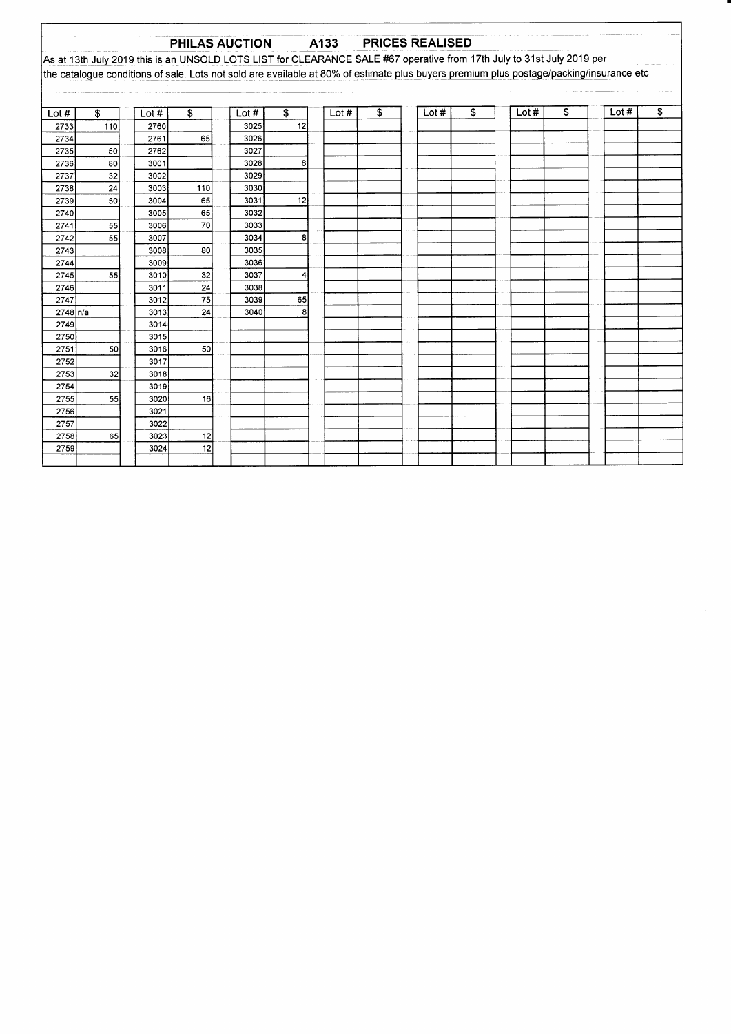## PHILAS AUCTION A133 PRICES REALISED

As at 13th July 2019 this is an UNSOLD LOTS LIST for CLEARANCE SALE #67 operative from 17th July to 31st July 2019 per the catalogue conditions of sale. Lots not sold are available at 80% of estimate plus buyers premium plus postage/packing/insurance etc

| Lot # | $ | Lot # | $ | Lot # | $ | Lot # | $ | Lot # | $ | Lot # | $ | Lot # | $ |
|---|---|---|---|---|---|---|---|---|---|---|---|---|---|
| 2733 | 110 | 2760 | | 3025 | 12 | | | | | | | | |
| 2734 | | 2761 | 65 | 3026 | | | | | | | | | |
| 2735 | 50 | 2762 | | 3027 | | | | | | | | | |
| 2736 | 80 | 3001 | | 3028 | 8 | | | | | | | | |
| 2737 | 32 | 3002 | | 3029 | | | | | | | | | |
| 2738 | 24 | 3003 | 110 | 3030 | | | | | | | | | |
| 2739 | 50 | 3004 | 65 | 3031 | 12 | | | | | | | | |
| 2740 | | 3005 | 65 | 3032 | | | | | | | | | |
| 2741 | 55 | 3006 | 70 | 3033 | | | | | | | | | |
| 2742 | 55 | 3007 | | 3034 | 8 | | | | | | | | |
| 2743 | | 3008 | 80 | 3035 | | | | | | | | | |
| 2744 | | 3009 | | 3036 | | | | | | | | | |
| 2745 | 55 | 3010 | 32 | 3037 | 4 | | | | | | | | |
| 2746 | | 3011 | 24 | 3038 | | | | | | | | | |
| 2747 | | 3012 | 75 | 3039 | 65 | | | | | | | | |
| 2748 | n/a | 3013 | 24 | 3040 | 8 | | | | | | | | |
| 2749 | | 3014 | | | | | | | | | | | |
| 2750 | | 3015 | | | | | | | | | | | |
| 2751 | 50 | 3016 | 50 | | | | | | | | | | |
| 2752 | | 3017 | | | | | | | | | | | |
| 2753 | 32 | 3018 | | | | | | | | | | | |
| 2754 | | 3019 | | | | | | | | | | | |
| 2755 | 55 | 3020 | 16 | | | | | | | | | | |
| 2756 | | 3021 | | | | | | | | | | | |
| 2757 | | 3022 | | | | | | | | | | | |
| 2758 | 65 | 3023 | 12 | | | | | | | | | | |
| 2759 | | 3024 | 12 | | | | | | | | | | |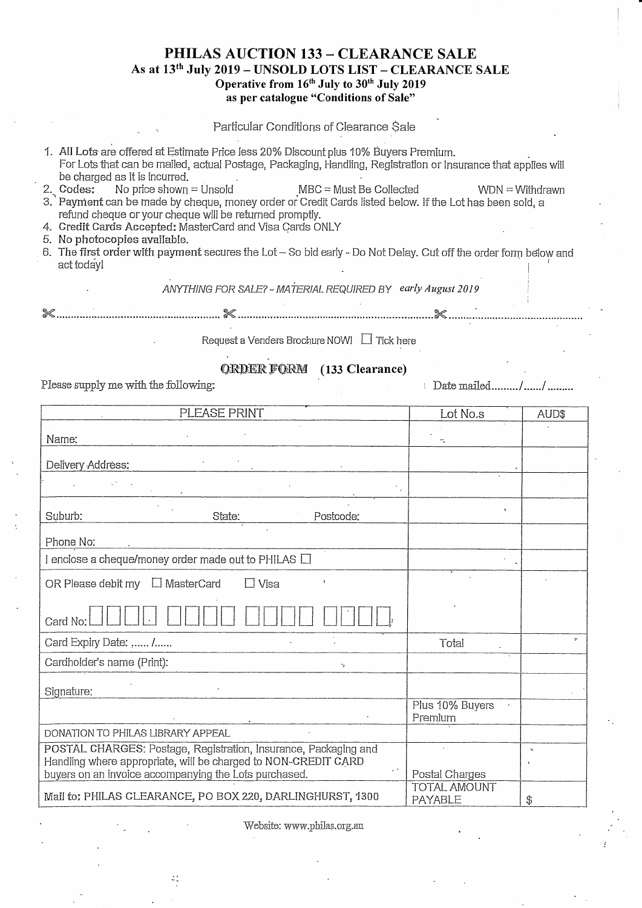# PHILAS AUCTION 133 – CLEARANCE SALE

## As at 13th July 2019 – UNSOLD LOTS LIST – CLEARANCE SALE

### Operative from 16th July to 30th July 2019

### as per catalogue "Conditions of Sale"

Particular Conditions of Clearance Sale

1. All Lots are offered at Estimate Price less 20% Discount plus 10% Buyers Premium.
   For Lots that can be mailed, actual Postage, Packaging, Handling, Registration or Insurance that applies will be charged as it is incurred.
2. Codes: No price shown = Unsold MBC = Must Be Collected WDN = Withdrawn
3. Payment can be made by cheque, money order or Credit Cards listed below. If the Lot has been sold, a refund cheque or your cheque will be returned promptly.
4. Credit Cards Accepted: MasterCard and Visa Cards ONLY
5. No photocopies available.
6. The first order with payment secures the Lot – So bid early - Do Not Delay. Cut off the order form below and act today!

*ANYTHING FOR SALE? - MATERIAL REQUIRED BY early August 2019*

✂.................................................. ✂.................................................................. ✂..............................................

Request a Venders Brochure NOW! ☐ Tick here

**ORDER FORM (133 Clearance)**

Please supply me with the following: Date mailed........./....../.........

| PLEASE PRINT | Lot No.s | AUD$ |
|---|---|---|
| Name: | | |
| Delivery Address: | | |
| | | |
| Suburb: State: Postcode: | | |
| Phone No: | | |
| I enclose a cheque/money order made out to PHILAS ☐ | | |
| OR Please debit my ☐ MasterCard ☐ Visa | | |
| Card No: ☐☐☐☐ ☐☐☐☐ ☐☐☐☐ ☐☐☐☐ | | |
| Card Expiry Date: ...... /...... | Total | |
| Cardholder's name (Print): | | |
| Signature: | | |
| | Plus 10% Buyers Premium | |
| DONATION TO PHILAS LIBRARY APPEAL | | |
| POSTAL CHARGES: Postage, Registration, Insurance, Packaging and Handling where appropriate, will be charged to NON-CREDIT CARD buyers on an invoice accompanying the Lots purchased. | Postal Charges | |
| Mail to: PHILAS CLEARANCE, PO BOX 220, DARLINGHURST, 1300 | TOTAL AMOUNT PAYABLE | $ |

Website: www.philas.org.au